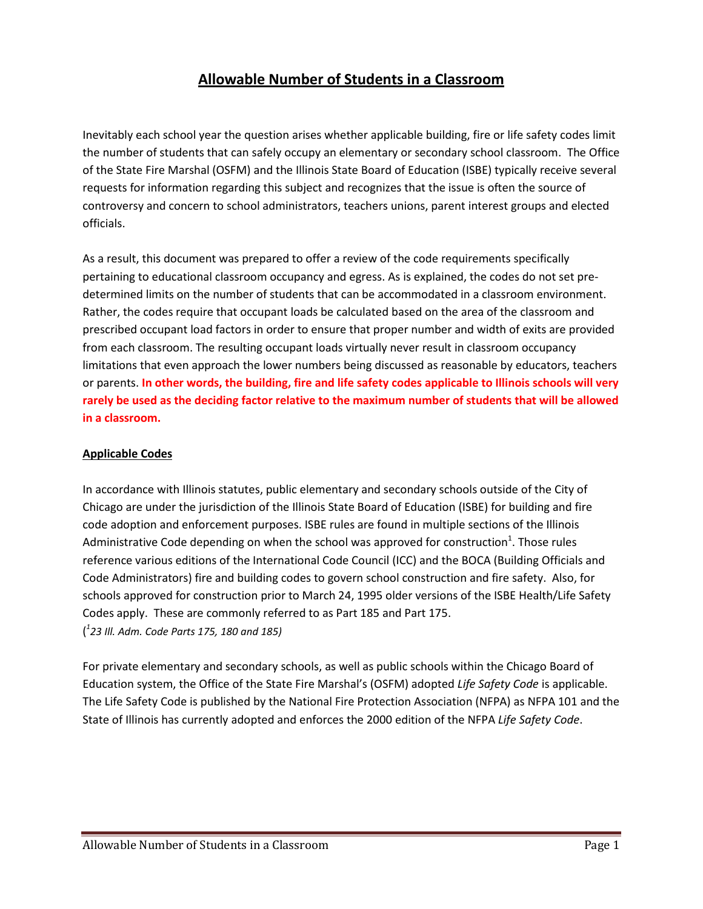# Allowable Number of Students in a Classroom

Inevitably each school year the question arises whether applicable building, fire or life safety codes limit the number of students that can safely occupy an elementary or secondary school classroom. The Office of the State Fire Marshal (OSFM) and the Illinois State Board of Education (ISBE) typically receive several requests for information regarding this subject and recognizes that the issue is often the source of controversy and concern to school administrators, teachers unions, parent interest groups and elected officials.

As a result, this document was prepared to offer a review of the code requirements specifically pertaining to educational classroom occupancy and egress. As is explained, the codes do not set pre-determined limits on the number of students that can be accommodated in a classroom environment. Rather, the codes require that occupant loads be calculated based on the area of the classroom and prescribed occupant load factors in order to ensure that proper number and width of exits are provided from each classroom. The resulting occupant loads virtually never result in classroom occupancy limitations that even approach the lower numbers being discussed as reasonable by educators, teachers or parents. **In other words, the building, fire and life safety codes applicable to Illinois schools will very rarely be used as the deciding factor relative to the maximum number of students that will be allowed in a classroom.**

## Applicable Codes

In accordance with Illinois statutes, public elementary and secondary schools outside of the City of Chicago are under the jurisdiction of the Illinois State Board of Education (ISBE) for building and fire code adoption and enforcement purposes. ISBE rules are found in multiple sections of the Illinois Administrative Code depending on when the school was approved for construction[1]. Those rules reference various editions of the International Code Council (ICC) and the BOCA (Building Officials and Code Administrators) fire and building codes to govern school construction and fire safety. Also, for schools approved for construction prior to March 24, 1995 older versions of the ISBE Health/Life Safety Codes apply. These are commonly referred to as Part 185 and Part 175.
([1] *23 Ill. Adm. Code Parts 175, 180 and 185)*

For private elementary and secondary schools, as well as public schools within the Chicago Board of Education system, the Office of the State Fire Marshal's (OSFM) adopted *Life Safety Code* is applicable. The Life Safety Code is published by the National Fire Protection Association (NFPA) as NFPA 101 and the State of Illinois has currently adopted and enforces the 2000 edition of the NFPA *Life Safety Code*.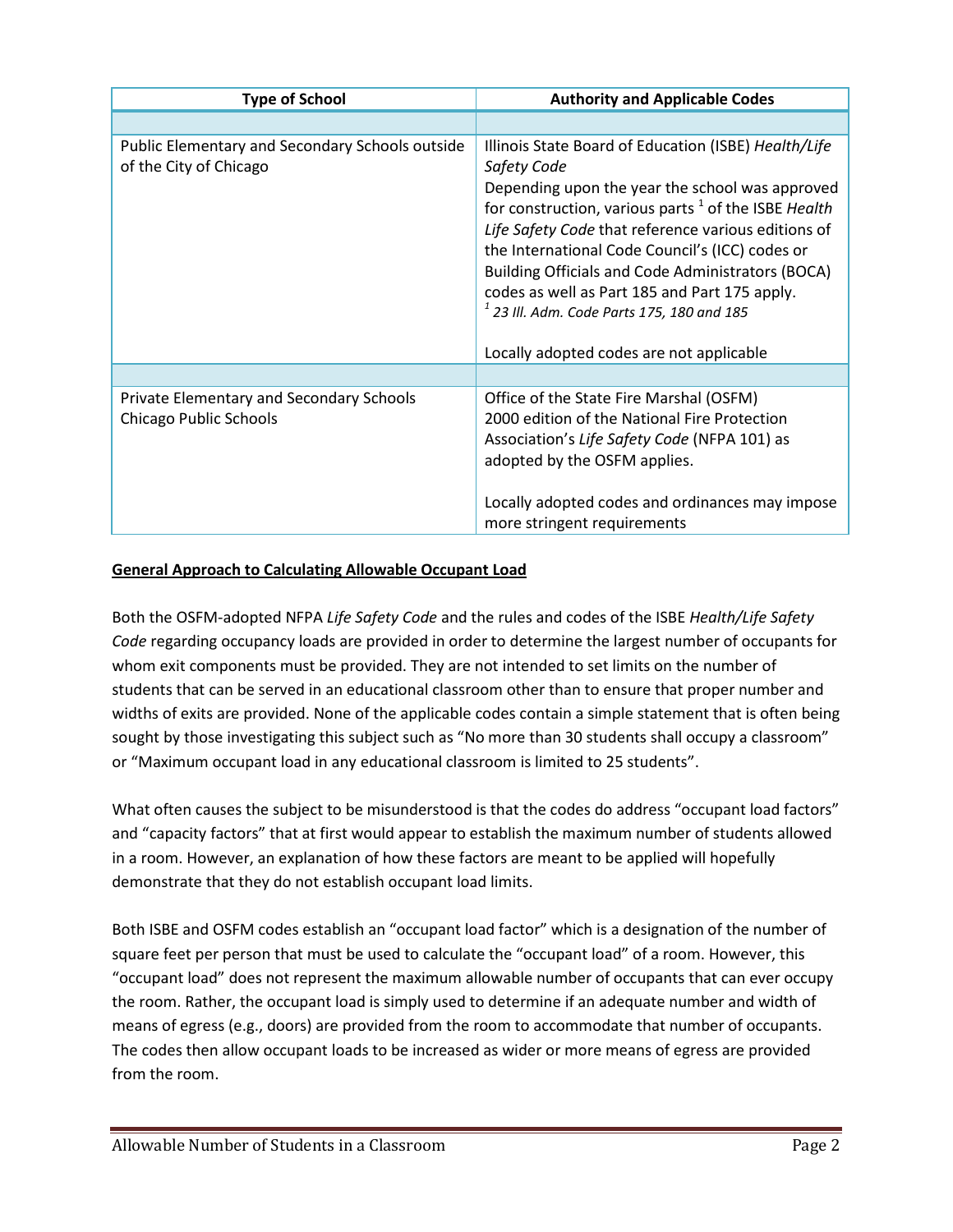| Type of School | Authority and Applicable Codes |
|---|---|
| | |
| Public Elementary and Secondary Schools outside of the City of Chicago | Illinois State Board of Education (ISBE) *Health/Life Safety Code*<br>Depending upon the year the school was approved for construction, various parts [1] of the ISBE *Health Life Safety Code* that reference various editions of the International Code Council's (ICC) codes or Building Officials and Code Administrators (BOCA) codes as well as Part 185 and Part 175 apply.<br>[1] *23 Ill. Adm. Code Parts 175, 180 and 185*<br><br>Locally adopted codes are not applicable |
| | |
| Private Elementary and Secondary Schools<br>Chicago Public Schools | Office of the State Fire Marshal (OSFM)<br>2000 edition of the National Fire Protection Association's *Life Safety Code* (NFPA 101) as adopted by the OSFM applies.<br><br>Locally adopted codes and ordinances may impose more stringent requirements |

**<u>General Approach to Calculating Allowable Occupant Load</u>**

Both the OSFM-adopted NFPA *Life Safety Code* and the rules and codes of the ISBE *Health/Life Safety Code* regarding occupancy loads are provided in order to determine the largest number of occupants for whom exit components must be provided. They are not intended to set limits on the number of students that can be served in an educational classroom other than to ensure that proper number and widths of exits are provided. None of the applicable codes contain a simple statement that is often being sought by those investigating this subject such as "No more than 30 students shall occupy a classroom" or "Maximum occupant load in any educational classroom is limited to 25 students".

What often causes the subject to be misunderstood is that the codes do address "occupant load factors" and "capacity factors" that at first would appear to establish the maximum number of students allowed in a room. However, an explanation of how these factors are meant to be applied will hopefully demonstrate that they do not establish occupant load limits.

Both ISBE and OSFM codes establish an "occupant load factor" which is a designation of the number of square feet per person that must be used to calculate the "occupant load" of a room. However, this "occupant load" does not represent the maximum allowable number of occupants that can ever occupy the room. Rather, the occupant load is simply used to determine if an adequate number and width of means of egress (e.g., doors) are provided from the room to accommodate that number of occupants. The codes then allow occupant loads to be increased as wider or more means of egress are provided from the room.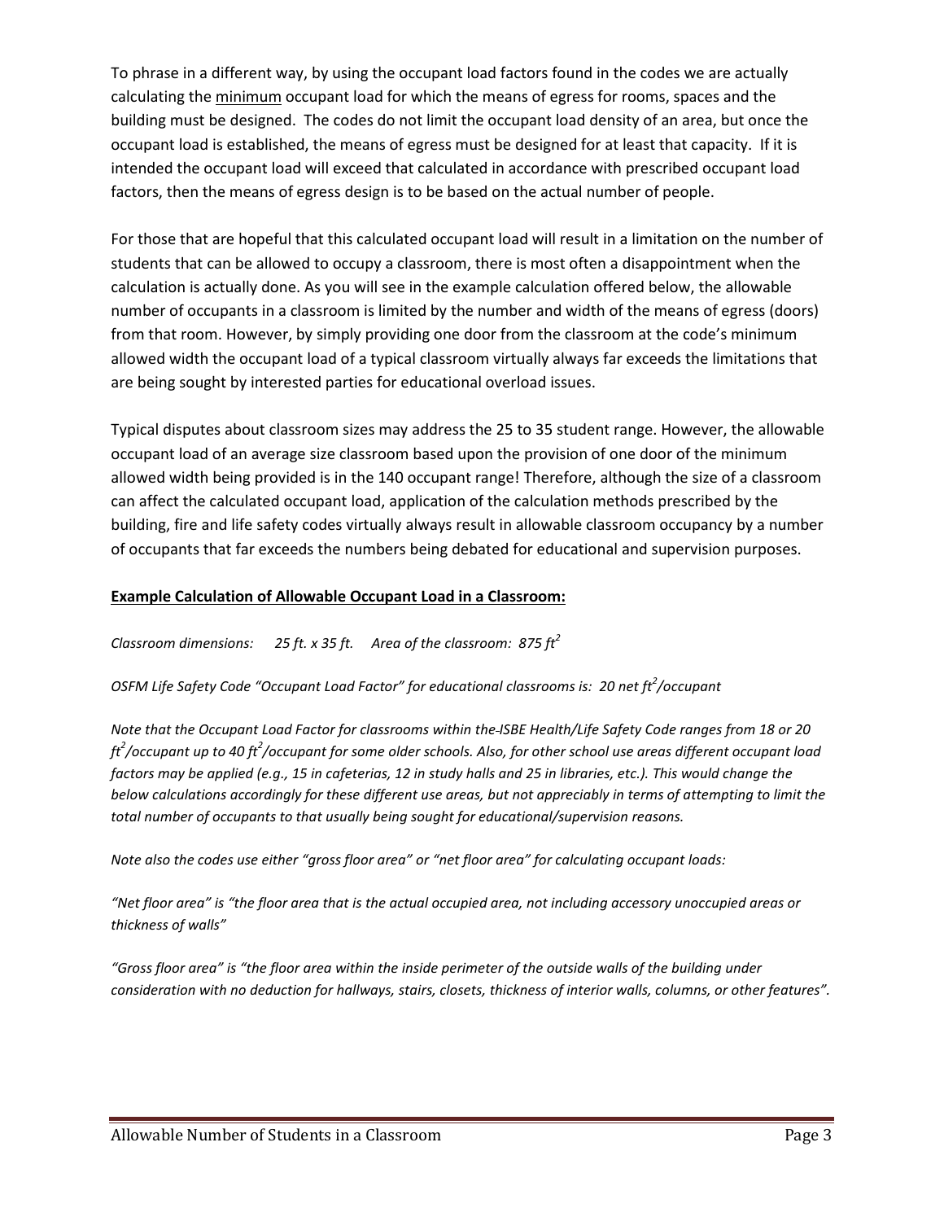To phrase in a different way, by using the occupant load factors found in the codes we are actually calculating the minimum occupant load for which the means of egress for rooms, spaces and the building must be designed. The codes do not limit the occupant load density of an area, but once the occupant load is established, the means of egress must be designed for at least that capacity. If it is intended the occupant load will exceed that calculated in accordance with prescribed occupant load factors, then the means of egress design is to be based on the actual number of people.

For those that are hopeful that this calculated occupant load will result in a limitation on the number of students that can be allowed to occupy a classroom, there is most often a disappointment when the calculation is actually done. As you will see in the example calculation offered below, the allowable number of occupants in a classroom is limited by the number and width of the means of egress (doors) from that room. However, by simply providing one door from the classroom at the code's minimum allowed width the occupant load of a typical classroom virtually always far exceeds the limitations that are being sought by interested parties for educational overload issues.

Typical disputes about classroom sizes may address the 25 to 35 student range. However, the allowable occupant load of an average size classroom based upon the provision of one door of the minimum allowed width being provided is in the 140 occupant range! Therefore, although the size of a classroom can affect the calculated occupant load, application of the calculation methods prescribed by the building, fire and life safety codes virtually always result in allowable classroom occupancy by a number of occupants that far exceeds the numbers being debated for educational and supervision purposes.

**Example Calculation of Allowable Occupant Load in a Classroom:**

*Classroom dimensions: 25 ft. x 35 ft. Area of the classroom: 875 $ft^2$*

*OSFM Life Safety Code "Occupant Load Factor" for educational classrooms is: 20 net $ft^2$/occupant*

*Note that the Occupant Load Factor for classrooms within the ISBE Health/Life Safety Code ranges from 18 or 20 $ft^2$/occupant up to 40 $ft^2$/occupant for some older schools. Also, for other school use areas different occupant load factors may be applied (e.g., 15 in cafeterias, 12 in study halls and 25 in libraries, etc.). This would change the below calculations accordingly for these different use areas, but not appreciably in terms of attempting to limit the total number of occupants to that usually being sought for educational/supervision reasons.*

*Note also the codes use either "gross floor area" or "net floor area" for calculating occupant loads:*

*"Net floor area" is "the floor area that is the actual occupied area, not including accessory unoccupied areas or thickness of walls"*

*"Gross floor area" is "the floor area within the inside perimeter of the outside walls of the building under consideration with no deduction for hallways, stairs, closets, thickness of interior walls, columns, or other features".*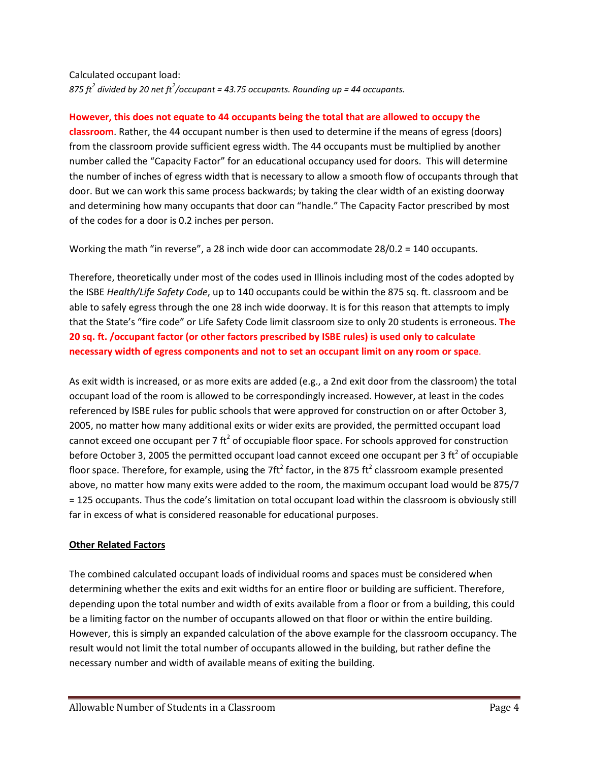Calculated occupant load:
*875 $ft^2$ divided by 20 net $ft^2$/occupant = 43.75 occupants. Rounding up = 44 occupants.*

**However, this does not equate to 44 occupants being the total that are allowed to occupy the classroom**. Rather, the 44 occupant number is then used to determine if the means of egress (doors) from the classroom provide sufficient egress width. The 44 occupants must be multiplied by another number called the "Capacity Factor" for an educational occupancy used for doors. This will determine the number of inches of egress width that is necessary to allow a smooth flow of occupants through that door. But we can work this same process backwards; by taking the clear width of an existing doorway and determining how many occupants that door can "handle." The Capacity Factor prescribed by most of the codes for a door is 0.2 inches per person.

Working the math "in reverse", a 28 inch wide door can accommodate 28/0.2 = 140 occupants.

Therefore, theoretically under most of the codes used in Illinois including most of the codes adopted by the ISBE *Health/Life Safety Code*, up to 140 occupants could be within the 875 sq. ft. classroom and be able to safely egress through the one 28 inch wide doorway. It is for this reason that attempts to imply that the State's "fire code" or Life Safety Code limit classroom size to only 20 students is erroneous. **The 20 sq. ft. /occupant factor (or other factors prescribed by ISBE rules) is used only to calculate necessary width of egress components and not to set an occupant limit on any room or space**.

As exit width is increased, or as more exits are added (e.g., a 2nd exit door from the classroom) the total occupant load of the room is allowed to be correspondingly increased. However, at least in the codes referenced by ISBE rules for public schools that were approved for construction on or after October 3, 2005, no matter how many additional exits or wider exits are provided, the permitted occupant load cannot exceed one occupant per 7 $ft^2$ of occupiable floor space. For schools approved for construction before October 3, 2005 the permitted occupant load cannot exceed one occupant per 3 $ft^2$ of occupiable floor space. Therefore, for example, using the 7$ft^2$ factor, in the 875 $ft^2$ classroom example presented above, no matter how many exits were added to the room, the maximum occupant load would be 875/7 = 125 occupants. Thus the code's limitation on total occupant load within the classroom is obviously still far in excess of what is considered reasonable for educational purposes.

## Other Related Factors

The combined calculated occupant loads of individual rooms and spaces must be considered when determining whether the exits and exit widths for an entire floor or building are sufficient. Therefore, depending upon the total number and width of exits available from a floor or from a building, this could be a limiting factor on the number of occupants allowed on that floor or within the entire building. However, this is simply an expanded calculation of the above example for the classroom occupancy. The result would not limit the total number of occupants allowed in the building, but rather define the necessary number and width of available means of exiting the building.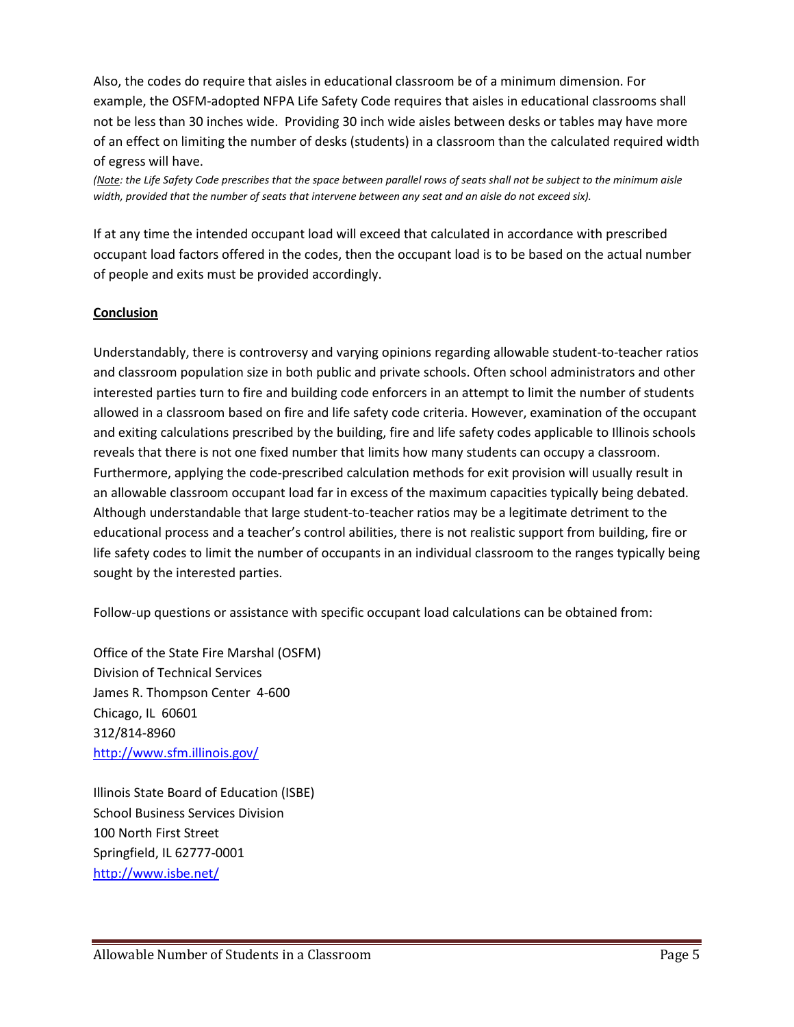Also, the codes do require that aisles in educational classroom be of a minimum dimension. For example, the OSFM-adopted NFPA Life Safety Code requires that aisles in educational classrooms shall not be less than 30 inches wide. Providing 30 inch wide aisles between desks or tables may have more of an effect on limiting the number of desks (students) in a classroom than the calculated required width of egress will have.

*(<u>Note</u>: the Life Safety Code prescribes that the space between parallel rows of seats shall not be subject to the minimum aisle width, provided that the number of seats that intervene between any seat and an aisle do not exceed six).*

If at any time the intended occupant load will exceed that calculated in accordance with prescribed occupant load factors offered in the codes, then the occupant load is to be based on the actual number of people and exits must be provided accordingly.

## <u>Conclusion</u>

Understandably, there is controversy and varying opinions regarding allowable student-to-teacher ratios and classroom population size in both public and private schools. Often school administrators and other interested parties turn to fire and building code enforcers in an attempt to limit the number of students allowed in a classroom based on fire and life safety code criteria. However, examination of the occupant and exiting calculations prescribed by the building, fire and life safety codes applicable to Illinois schools reveals that there is not one fixed number that limits how many students can occupy a classroom. Furthermore, applying the code-prescribed calculation methods for exit provision will usually result in an allowable classroom occupant load far in excess of the maximum capacities typically being debated. Although understandable that large student-to-teacher ratios may be a legitimate detriment to the educational process and a teacher's control abilities, there is not realistic support from building, fire or life safety codes to limit the number of occupants in an individual classroom to the ranges typically being sought by the interested parties.

Follow-up questions or assistance with specific occupant load calculations can be obtained from:

Office of the State Fire Marshal (OSFM)
Division of Technical Services
James R. Thompson Center 4-600
Chicago, IL 60601
312/814-8960
[http://www.sfm.illinois.gov/](http://www.sfm.illinois.gov/)

Illinois State Board of Education (ISBE)
School Business Services Division
100 North First Street
Springfield, IL 62777-0001
[http://www.isbe.net/](http://www.isbe.net/)